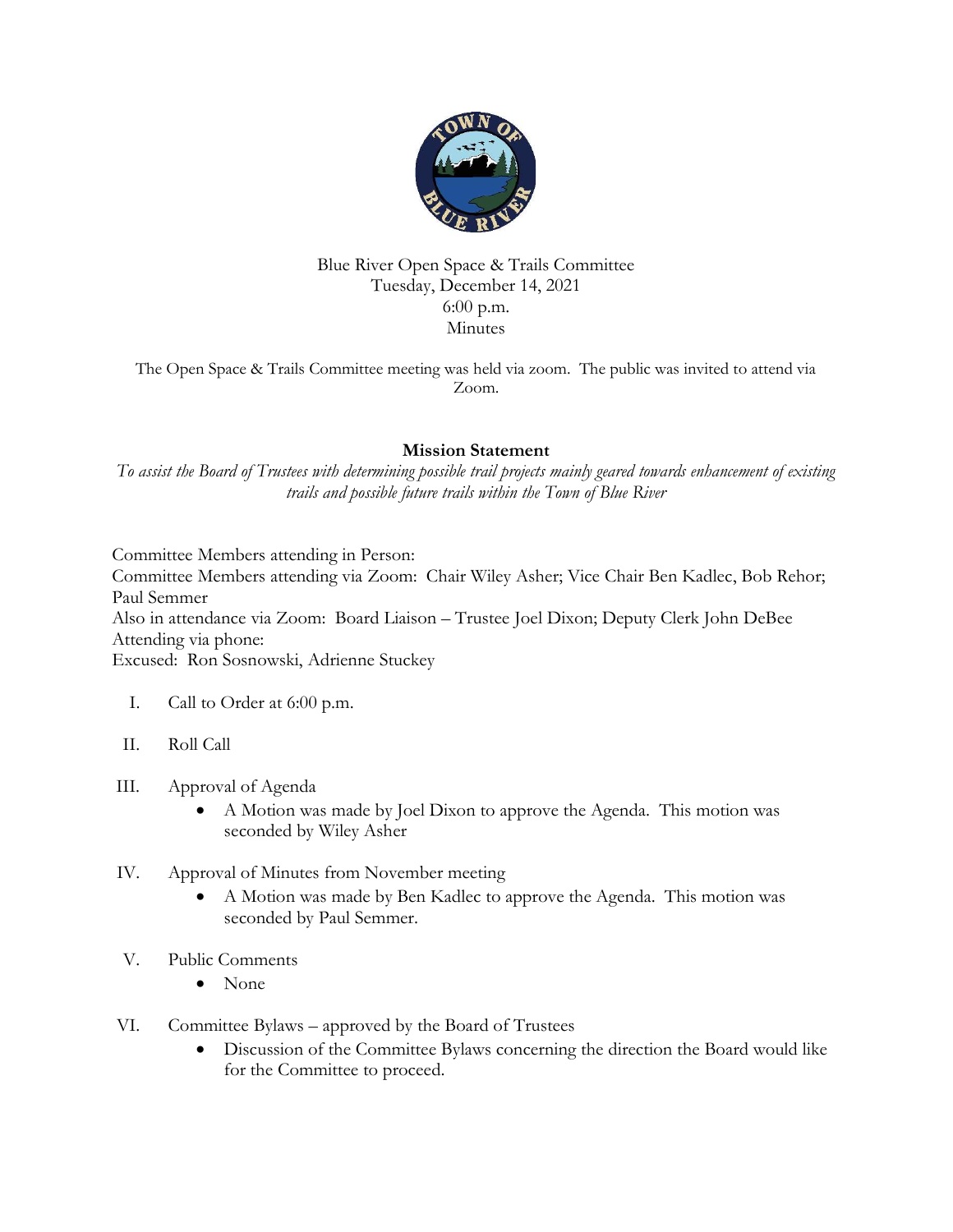Blue River Open Space & Trails Committee
Tuesday, December 14, 2021
6:00 p.m.
Minutes

The Open Space & Trails Committee meeting was held via zoom. The public was invited to attend via Zoom.

## Mission Statement

*To assist the Board of Trustees with determining possible trail projects mainly geared towards enhancement of existing trails and possible future trails within the Town of Blue River*

Committee Members attending in Person:
Committee Members attending via Zoom: Chair Wiley Asher; Vice Chair Ben Kadlec, Bob Rehor; Paul Semmer
Also in attendance via Zoom: Board Liaison – Trustee Joel Dixon; Deputy Clerk John DeBee
Attending via phone:
Excused: Ron Sosnowski, Adrienne Stuckey

I. Call to Order at 6:00 p.m.

II. Roll Call

III. Approval of Agenda
   - A Motion was made by Joel Dixon to approve the Agenda. This motion was seconded by Wiley Asher

IV. Approval of Minutes from November meeting
   - A Motion was made by Ben Kadlec to approve the Agenda. This motion was seconded by Paul Semmer.

V. Public Comments
   - None

VI. Committee Bylaws – approved by the Board of Trustees
   - Discussion of the Committee Bylaws concerning the direction the Board would like for the Committee to proceed.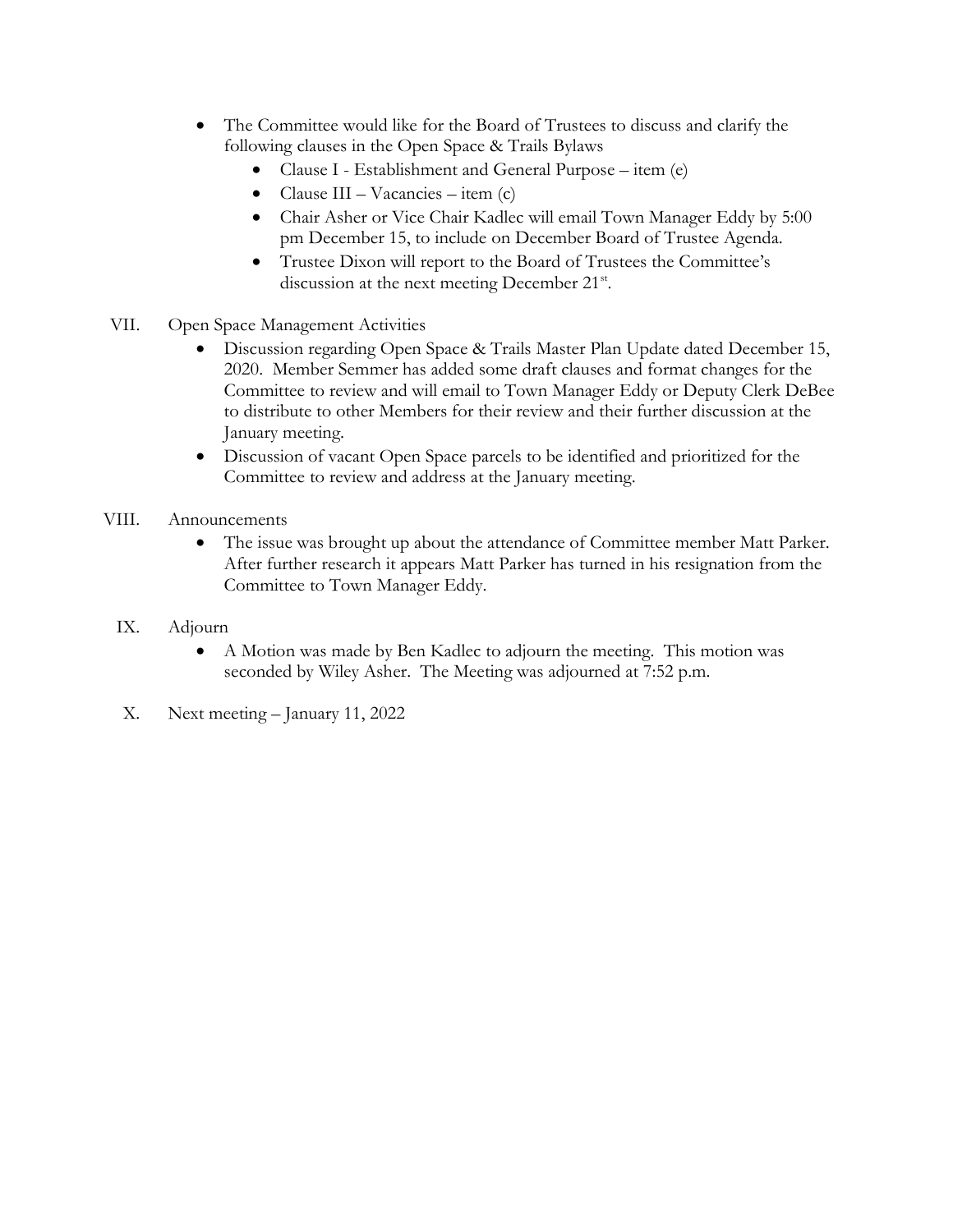- The Committee would like for the Board of Trustees to discuss and clarify the following clauses in the Open Space & Trails Bylaws
    - Clause I - Establishment and General Purpose – item (e)
    - Clause III – Vacancies – item (c)
    - Chair Asher or Vice Chair Kadlec will email Town Manager Eddy by 5:00 pm December 15, to include on December Board of Trustee Agenda.
    - Trustee Dixon will report to the Board of Trustees the Committee's discussion at the next meeting December 21st.

VII. Open Space Management Activities

- Discussion regarding Open Space & Trails Master Plan Update dated December 15, 2020. Member Semmer has added some draft clauses and format changes for the Committee to review and will email to Town Manager Eddy or Deputy Clerk DeBee to distribute to other Members for their review and their further discussion at the January meeting.
- Discussion of vacant Open Space parcels to be identified and prioritized for the Committee to review and address at the January meeting.

VIII. Announcements

- The issue was brought up about the attendance of Committee member Matt Parker. After further research it appears Matt Parker has turned in his resignation from the Committee to Town Manager Eddy.

IX. Adjourn

- A Motion was made by Ben Kadlec to adjourn the meeting. This motion was seconded by Wiley Asher. The Meeting was adjourned at 7:52 p.m.

X. Next meeting – January 11, 2022